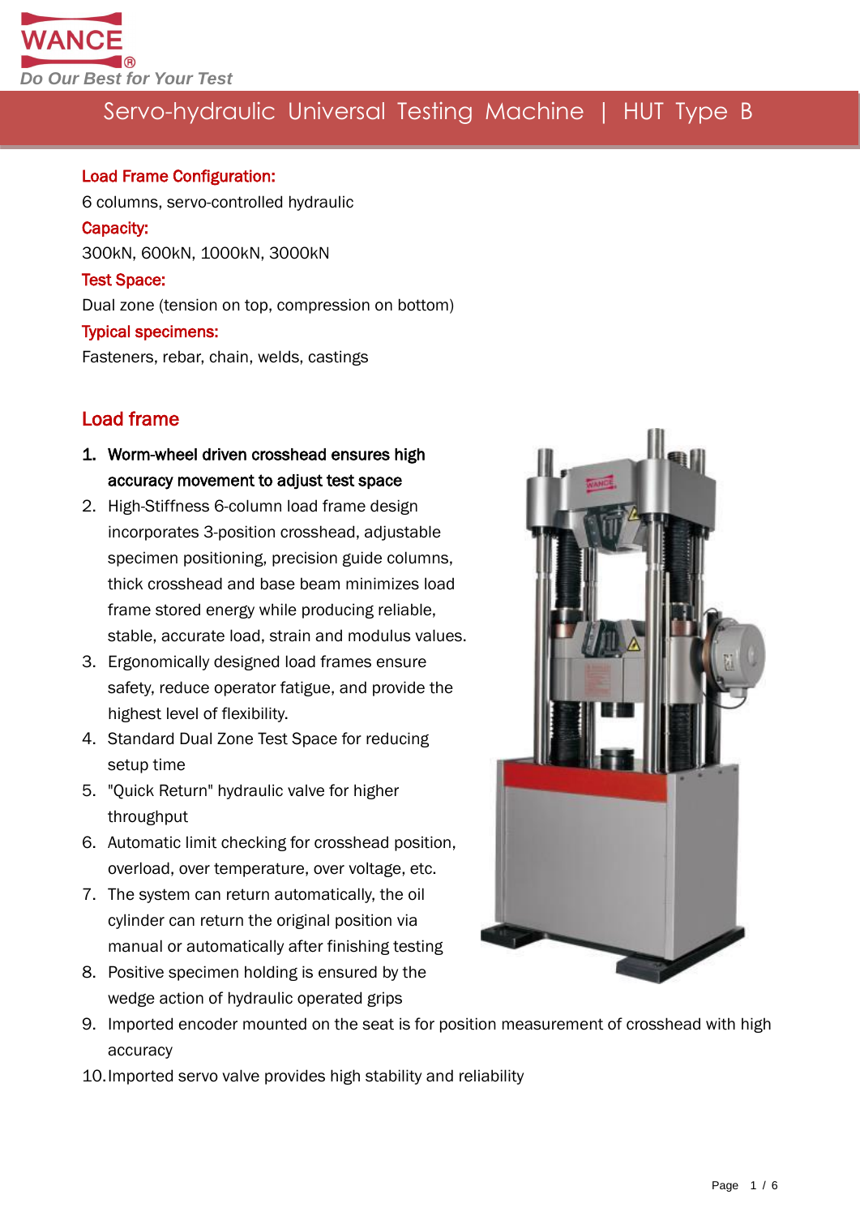# Servo-hydraulic Universal Testing Machine | HUT Type B

**Load Frame Configuration:**

6 columns, servo-controlled hydraulic

**Capacity:**

300kN, 600kN, 1000kN, 3000kN

**Test Space:**

Dual zone (tension on top, compression on bottom)

**Typical specimens:**

Fasteners, rebar, chain, welds, castings

## Load frame

1. **Worm-wheel driven crosshead ensures high accuracy movement to adjust test space**
2. High-Stiffness 6-column load frame design incorporates 3-position crosshead, adjustable specimen positioning, precision guide columns, thick crosshead and base beam minimizes load frame stored energy while producing reliable, stable, accurate load, strain and modulus values.
3. Ergonomically designed load frames ensure safety, reduce operator fatigue, and provide the highest level of flexibility.
4. Standard Dual Zone Test Space for reducing setup time
5. "Quick Return" hydraulic valve for higher throughput
6. Automatic limit checking for crosshead position, overload, over temperature, over voltage, etc.
7. The system can return automatically, the oil cylinder can return the original position via manual or automatically after finishing testing
8. Positive specimen holding is ensured by the wedge action of hydraulic operated grips
9. Imported encoder mounted on the seat is for position measurement of crosshead with high accuracy
10. Imported servo valve provides high stability and reliability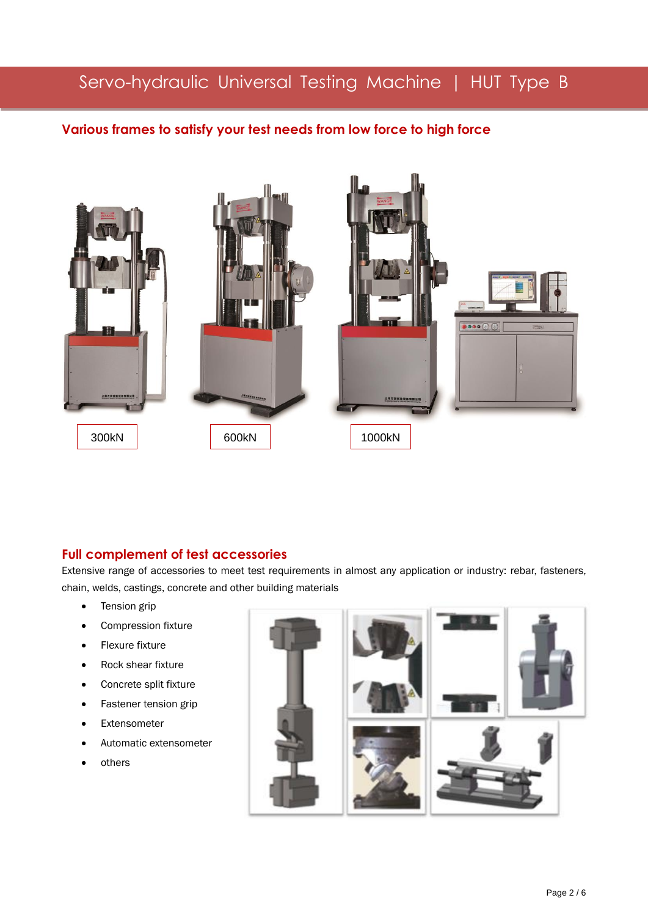## Various frames to satisfy your test needs from low force to high force

300kN

600kN

1000kN

## Full complement of test accessories

Extensive range of accessories to meet test requirements in almost any application or industry: rebar, fasteners, chain, welds, castings, concrete and other building materials

- Tension grip
- Compression fixture
- Flexure fixture
- Rock shear fixture
- Concrete split fixture
- Fastener tension grip
- Extensometer
- Automatic extensometer
- others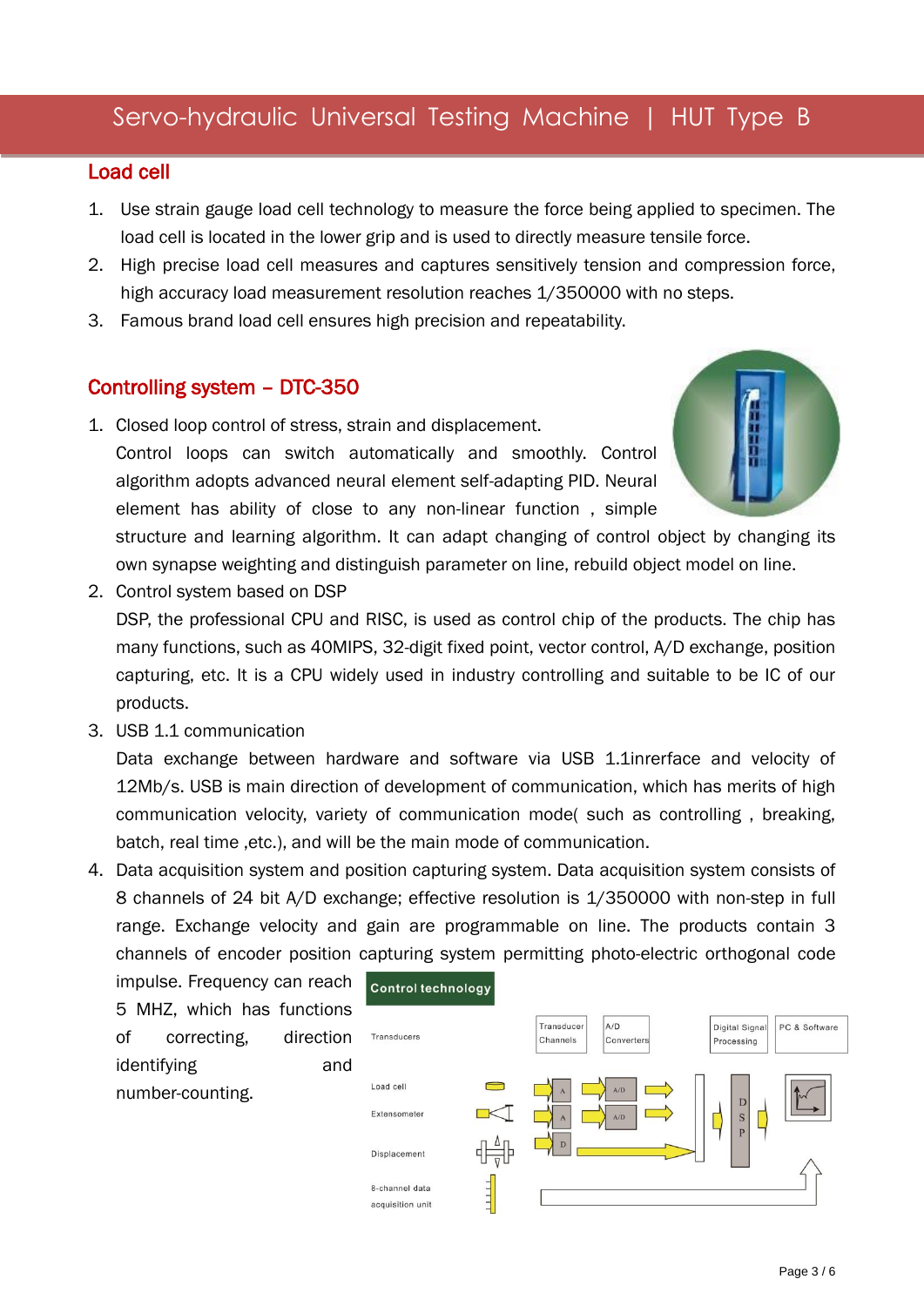## Load cell

1. Use strain gauge load cell technology to measure the force being applied to specimen. The load cell is located in the lower grip and is used to directly measure tensile force.
2. High precise load cell measures and captures sensitively tension and compression force, high accuracy load measurement resolution reaches 1/350000 with no steps.
3. Famous brand load cell ensures high precision and repeatability.

## Controlling system – DTC-350

1. Closed loop control of stress, strain and displacement.
   Control loops can switch automatically and smoothly. Control algorithm adopts advanced neural element self-adapting PID. Neural element has ability of close to any non-linear function , simple structure and learning algorithm. It can adapt changing of control object by changing its own synapse weighting and distinguish parameter on line, rebuild object model on line.
2. Control system based on DSP
   DSP, the professional CPU and RISC, is used as control chip of the products. The chip has many functions, such as 40MIPS, 32-digit fixed point, vector control, A/D exchange, position capturing, etc. It is a CPU widely used in industry controlling and suitable to be IC of our products.
3. USB 1.1 communication
   Data exchange between hardware and software via USB 1.1inrerface and velocity of 12Mb/s. USB is main direction of development of communication, which has merits of high communication velocity, variety of communication mode( such as controlling , breaking, batch, real time ,etc.), and will be the main mode of communication.
4. Data acquisition system and position capturing system. Data acquisition system consists of 8 channels of 24 bit A/D exchange; effective resolution is 1/350000 with non-step in full range. Exchange velocity and gain are programmable on line. The products contain 3 channels of encoder position capturing system permitting photo-electric orthogonal code impulse. Frequency can reach 5 MHZ, which has functions of correcting, direction identifying and number-counting.

**Control technology**

Transducers | Transducer Channels | A/D Converters | Digital Signal Processing | PC & Software

Load cell, Extensometer, Displacement, 8-channel data acquisition unit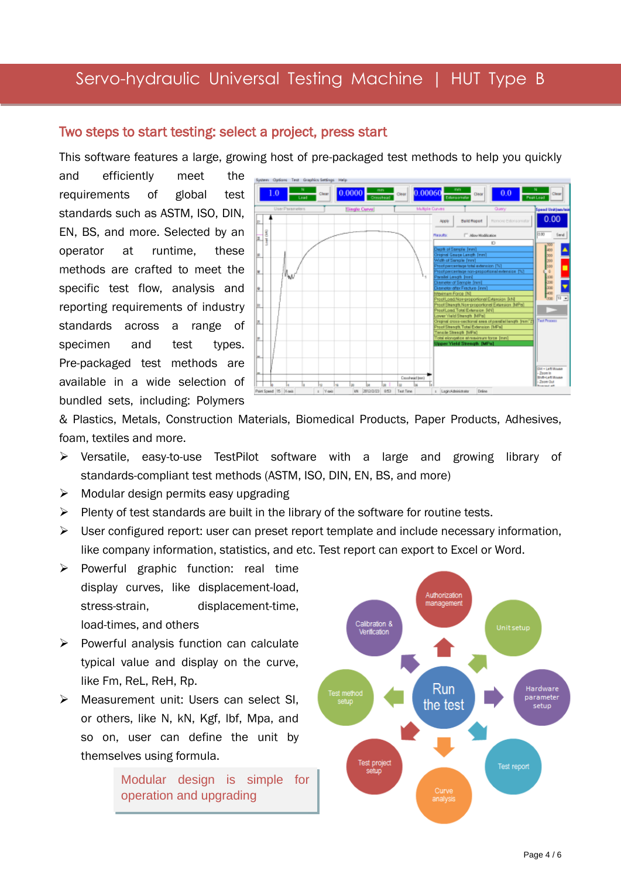## Two steps to start testing: select a project, press start

This software features a large, growing host of pre-packaged test methods to help you quickly and efficiently meet the requirements of global test standards such as ASTM, ISO, DIN, EN, BS, and more. Selected by an operator at runtime, these methods are crafted to meet the specific test flow, analysis and reporting requirements of industry standards across a range of specimen and test types. Pre-packaged test methods are available in a wide selection of bundled sets, including: Polymers & Plastics, Metals, Construction Materials, Biomedical Products, Paper Products, Adhesives, foam, textiles and more.

- Versatile, easy-to-use TestPilot software with a large and growing library of standards-compliant test methods (ASTM, ISO, DIN, EN, BS, and more)
- Modular design permits easy upgrading
- Plenty of test standards are built in the library of the software for routine tests.
- User configured report: user can preset report template and include necessary information, like company information, statistics, and etc. Test report can export to Excel or Word.
- Powerful graphic function: real time display curves, like displacement-load, stress-strain, displacement-time, load-times, and others
- Powerful analysis function can calculate typical value and display on the curve, like Fm, ReL, ReH, Rp.
- Measurement unit: Users can select SI, or others, like N, kN, Kgf, lbf, Mpa, and so on, user can define the unit by themselves using formula.

Modular design is simple for operation and upgrading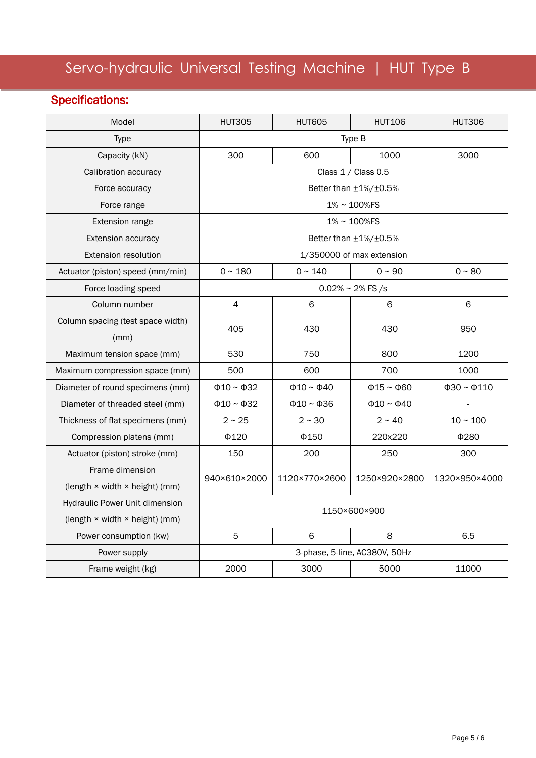# Servo-hydraulic Universal Testing Machine | HUT Type B

## Specifications:

| Model | HUT305 | HUT605 | HUT106 | HUT306 |
|---|---|---|---|---|
| Type | Type B | | | |
| Capacity (kN) | 300 | 600 | 1000 | 3000 |
| Calibration accuracy | Class 1 / Class 0.5 | | | |
| Force accuracy | Better than ±1%/±0.5% | | | |
| Force range | 1% ~ 100%FS | | | |
| Extension range | 1% ~ 100%FS | | | |
| Extension accuracy | Better than ±1%/±0.5% | | | |
| Extension resolution | 1/350000 of max extension | | | |
| Actuator (piston) speed (mm/min) | 0 ~ 180 | 0 ~ 140 | 0 ~ 90 | 0 ~ 80 |
| Force loading speed | 0.02% ~ 2% FS /s | | | |
| Column number | 4 | 6 | 6 | 6 |
| Column spacing (test space width) (mm) | 405 | 430 | 430 | 950 |
| Maximum tension space (mm) | 530 | 750 | 800 | 1200 |
| Maximum compression space (mm) | 500 | 600 | 700 | 1000 |
| Diameter of round specimens (mm) | Φ10 ~ Φ32 | Φ10 ~ Φ40 | Φ15 ~ Φ60 | Φ30 ~ Φ110 |
| Diameter of threaded steel (mm) | Φ10 ~ Φ32 | Φ10 ~ Φ36 | Φ10 ~ Φ40 | - |
| Thickness of flat specimens (mm) | 2 ~ 25 | 2 ~ 30 | 2 ~ 40 | 10 ~ 100 |
| Compression platens (mm) | Φ120 | Φ150 | 220x220 | Φ280 |
| Actuator (piston) stroke (mm) | 150 | 200 | 250 | 300 |
| Frame dimension (length × width × height) (mm) | 940×610×2000 | 1120×770×2600 | 1250×920×2800 | 1320×950×4000 |
| Hydraulic Power Unit dimension (length × width × height) (mm) | 1150×600×900 | | | |
| Power consumption (kw) | 5 | 6 | 8 | 6.5 |
| Power supply | 3-phase, 5-line, AC380V, 50Hz | | | |
| Frame weight (kg) | 2000 | 3000 | 5000 | 11000 |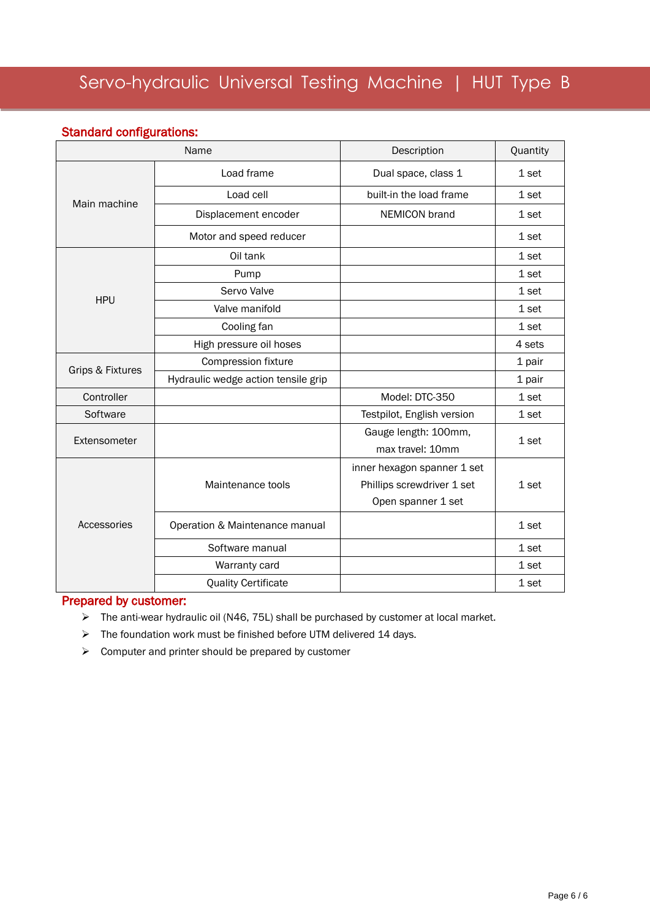## Standard configurations:

| Name | | Description | Quantity |
|---|---|---|---|
| Main machine | Load frame | Dual space, class 1 | 1 set |
| | Load cell | built-in the load frame | 1 set |
| | Displacement encoder | NEMICON brand | 1 set |
| | Motor and speed reducer | | 1 set |
| HPU | Oil tank | | 1 set |
| | Pump | | 1 set |
| | Servo Valve | | 1 set |
| | Valve manifold | | 1 set |
| | Cooling fan | | 1 set |
| | High pressure oil hoses | | 4 sets |
| Grips & Fixtures | Compression fixture | | 1 pair |
| | Hydraulic wedge action tensile grip | | 1 pair |
| Controller | | Model: DTC-350 | 1 set |
| Software | | Testpilot, English version | 1 set |
| Extensometer | | Gauge length: 100mm, max travel: 10mm | 1 set |
| Accessories | Maintenance tools | inner hexagon spanner 1 set Phillips screwdriver 1 set Open spanner 1 set | 1 set |
| | Operation & Maintenance manual | | 1 set |
| | Software manual | | 1 set |
| | Warranty card | | 1 set |
| | Quality Certificate | | 1 set |

## Prepared by customer:

- The anti-wear hydraulic oil (N46, 75L) shall be purchased by customer at local market.
- The foundation work must be finished before UTM delivered 14 days.
- Computer and printer should be prepared by customer